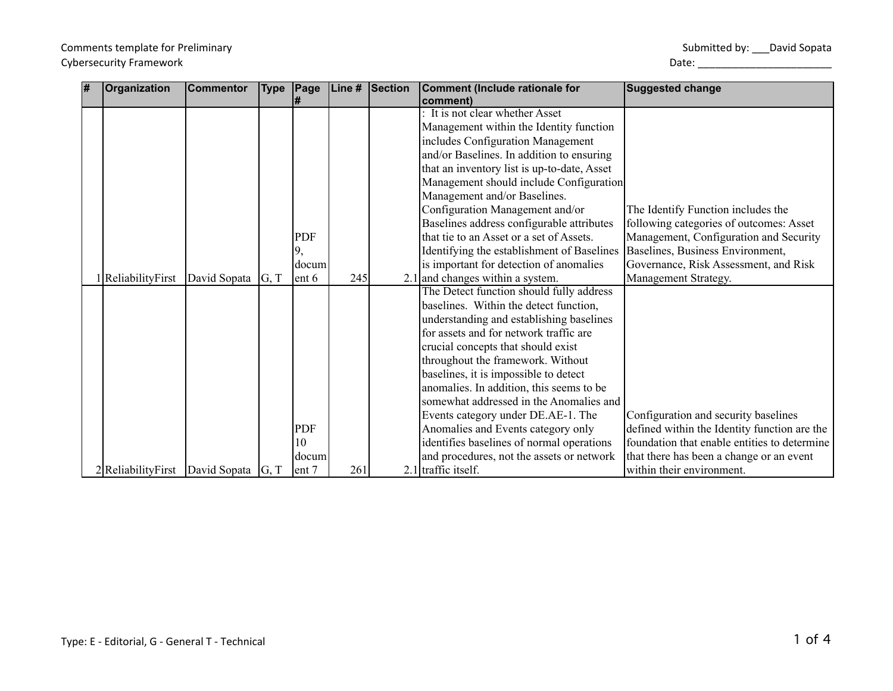Comments template for Preliminary Cybersecurity Framework

Submitted by: ___David Sopata

Date: ________________________

| # | Organization | Commentor | Type | Page # | Line # | Section | Comment (Include rationale for comment) | Suggested change |
|---|---|---|---|---|---|---|---|---|
| 1 | ReliabilityFirst | David Sopata | G, T | PDF 9, document 6 | 245 | 2.1 | : It is not clear whether Asset Management within the Identity function includes Configuration Management and/or Baselines. In addition to ensuring that an inventory list is up-to-date, Asset Management should include Configuration Management and/or Baselines. Configuration Management and/or Baselines address configurable attributes that tie to an Asset or a set of Assets. Identifying the establishment of Baselines is important for detection of anomalies and changes within a system. | The Identify Function includes the following categories of outcomes: Asset Management, Configuration and Security Baselines, Business Environment, Governance, Risk Assessment, and Risk Management Strategy. |
| 2 | ReliabilityFirst | David Sopata | G, T | PDF 10 document 7 | 261 | 2.1 | The Detect function should fully address baselines. Within the detect function, understanding and establishing baselines for assets and for network traffic are crucial concepts that should exist throughout the framework. Without baselines, it is impossible to detect anomalies. In addition, this seems to be somewhat addressed in the Anomalies and Events category under DE.AE-1. The Anomalies and Events category only identifies baselines of normal operations and procedures, not the assets or network traffic itself. | Configuration and security baselines defined within the Identity function are the foundation that enable entities to determine that there has been a change or an event within their environment. |

Type: E - Editorial, G - General T - Technical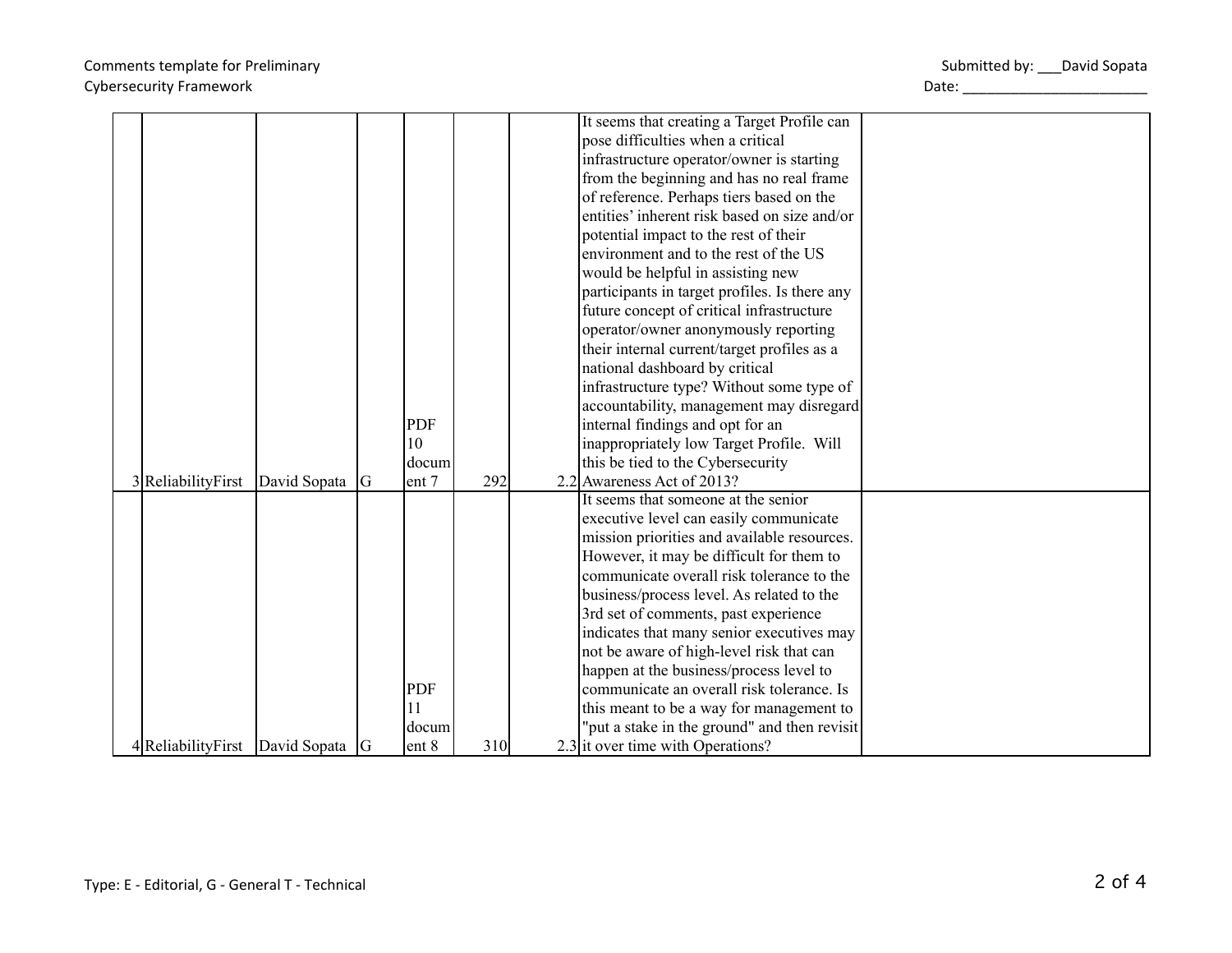Comments template for Preliminary Cybersecurity Framework

Submitted by: ___David Sopata

Date: ________________________

| | | | | | | | | |
|---|---|---|---|---|---|---|---|---|
| 3 | ReliabilityFirst | David Sopata | G | PDF 10 document 7 | 292 | 2.2 | It seems that creating a Target Profile can pose difficulties when a critical infrastructure operator/owner is starting from the beginning and has no real frame of reference. Perhaps tiers based on the entities' inherent risk based on size and/or potential impact to the rest of their environment and to the rest of the US would be helpful in assisting new participants in target profiles. Is there any future concept of critical infrastructure operator/owner anonymously reporting their internal current/target profiles as a national dashboard by critical infrastructure type? Without some type of accountability, management may disregard internal findings and opt for an inappropriately low Target Profile. Will this be tied to the Cybersecurity Awareness Act of 2013? | |
| 4 | ReliabilityFirst | David Sopata | G | PDF 11 document 8 | 310 | 2.3 | It seems that someone at the senior executive level can easily communicate mission priorities and available resources. However, it may be difficult for them to communicate overall risk tolerance to the business/process level. As related to the 3rd set of comments, past experience indicates that many senior executives may not be aware of high-level risk that can happen at the business/process level to communicate an overall risk tolerance. Is this meant to be a way for management to "put a stake in the ground" and then revisit it over time with Operations? | |

Type: E - Editorial, G - General T - Technical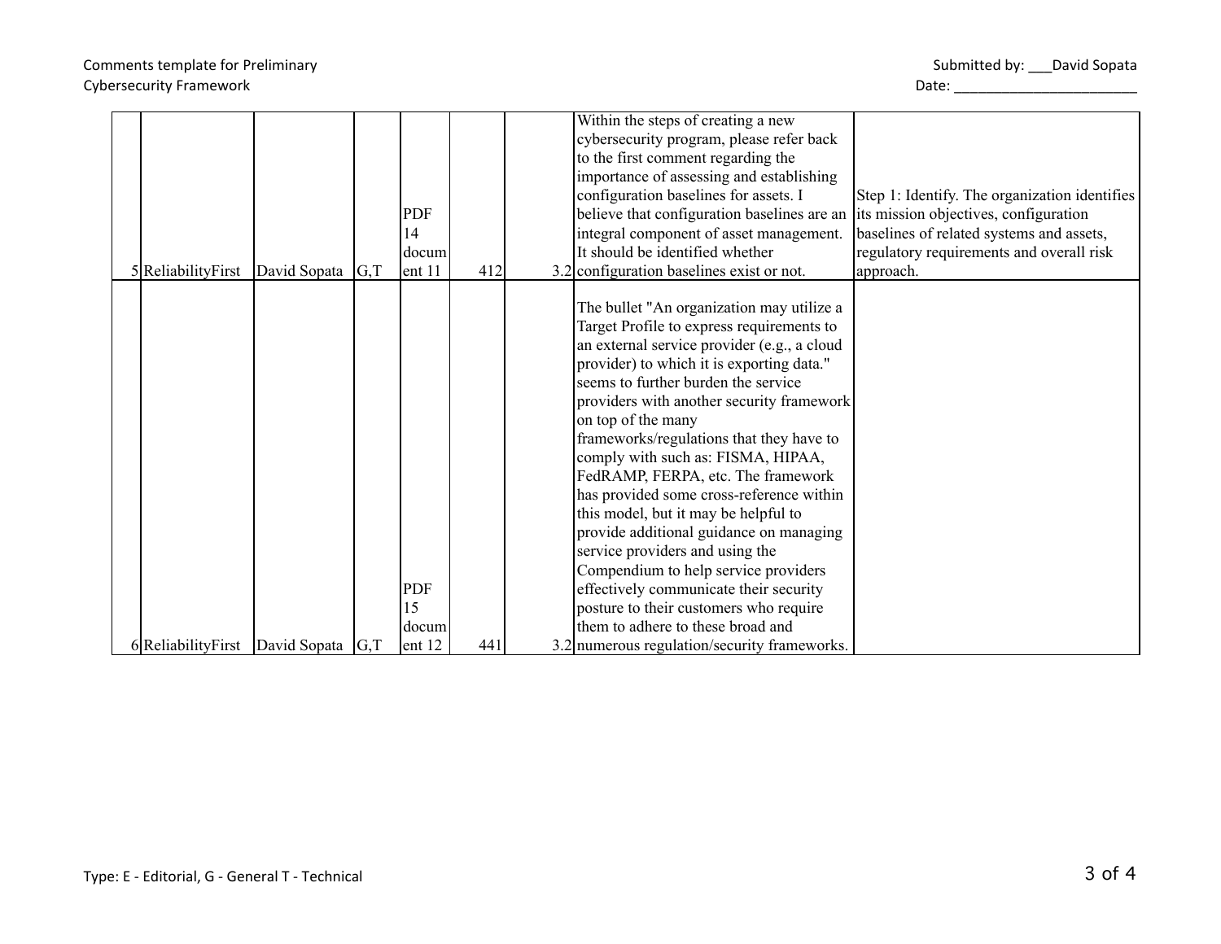| 5 | ReliabilityFirst | David Sopata | G,T | PDF 14 document 11 | 412 | 3.2 | Within the steps of creating a new cybersecurity program, please refer back to the first comment regarding the importance of assessing and establishing configuration baselines for assets. I believe that configuration baselines are an integral component of asset management. It should be identified whether configuration baselines exist or not. | Step 1: Identify. The organization identifies its mission objectives, configuration baselines of related systems and assets, regulatory requirements and overall risk approach. |
|---|---|---|---|---|---|---|---|---|
| 6 | ReliabilityFirst | David Sopata | G,T | PDF 15 document 12 | 441 | 3.2 | The bullet "An organization may utilize a Target Profile to express requirements to an external service provider (e.g., a cloud provider) to which it is exporting data." seems to further burden the service providers with another security framework on top of the many frameworks/regulations that they have to comply with such as: FISMA, HIPAA, FedRAMP, FERPA, etc. The framework has provided some cross-reference within this model, but it may be helpful to provide additional guidance on managing service providers and using the Compendium to help service providers effectively communicate their security posture to their customers who require them to adhere to these broad and numerous regulation/security frameworks. | |

Type: E - Editorial, G - General T - Technical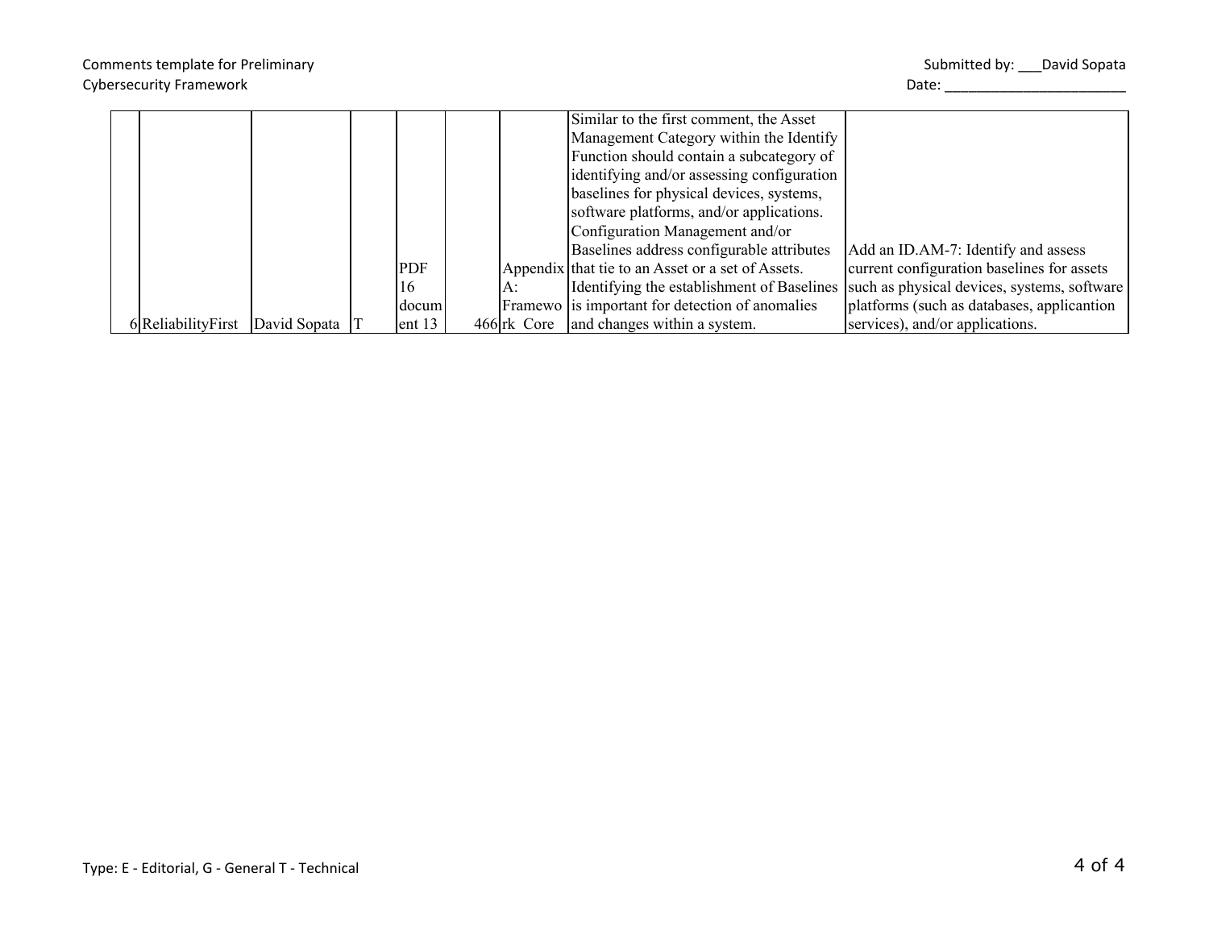| | | | | | | | | |
|---|---|---|---|---|---|---|---|---|
| 6 | ReliabilityFirst | David Sopata | T | PDF 16 document 13 | | 466 | Appendix A: Framework Core | Similar to the first comment, the Asset Management Category within the Identify Function should contain a subcategory of identifying and/or assessing configuration baselines for physical devices, systems, software platforms, and/or applications. Configuration Management and/or Baselines address configurable attributes that tie to an Asset or a set of Assets. Identifying the establishment of Baselines is important for detection of anomalies and changes within a system. | Add an ID.AM-7: Identify and assess current configuration baselines for assets such as physical devices, systems, software platforms (such as databases, applicantion services), and/or applications. |